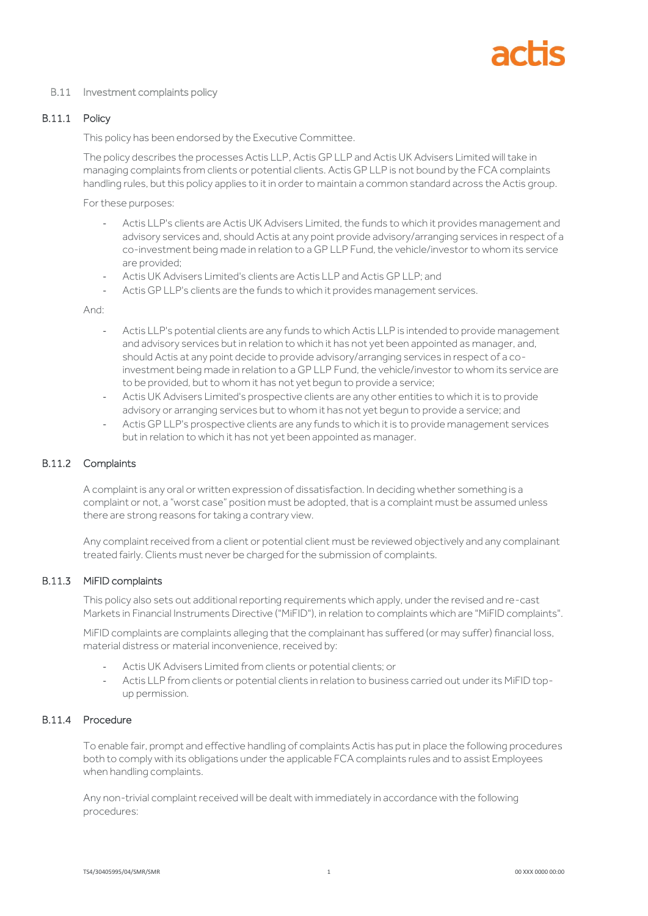## B.11 Investment complaints policy

### B.11.1 Policy

This policy has been endorsed by the Executive Committee.

The policy describes the processes Actis LLP, Actis GP LLP and Actis UK Advisers Limited will take in managing complaints from clients or potential clients. Actis GP LLP is not bound by the FCA complaints handling rules, but this policy applies to it in order to maintain a common standard across the Actis group.

For these purposes:

- Actis LLP's clients are Actis UK Advisers Limited, the funds to which it provides management and advisory services and, should Actis at any point provide advisory/arranging services in respect of a co-investment being made in relation to a GP LLP Fund, the vehicle/investor to whom its service are provided;
- Actis UK Advisers Limited's clients are Actis LLP and Actis GP LLP; and
- Actis GP LLP's clients are the funds to which it provides management services.

And:

- Actis LLP's potential clients are any funds to which Actis LLP is intended to provide management and advisory services but in relation to which it has not yet been appointed as manager, and, should Actis at any point decide to provide advisory/arranging services in respect of a co-investment being made in relation to a GP LLP Fund, the vehicle/investor to whom its service are to be provided, but to whom it has not yet begun to provide a service;
- Actis UK Advisers Limited's prospective clients are any other entities to which it is to provide advisory or arranging services but to whom it has not yet begun to provide a service; and
- Actis GP LLP's prospective clients are any funds to which it is to provide management services but in relation to which it has not yet been appointed as manager.

### B.11.2 Complaints

A complaint is any oral or written expression of dissatisfaction. In deciding whether something is a complaint or not, a "worst case" position must be adopted, that is a complaint must be assumed unless there are strong reasons for taking a contrary view.

Any complaint received from a client or potential client must be reviewed objectively and any complainant treated fairly. Clients must never be charged for the submission of complaints.

### B.11.3 MiFID complaints

This policy also sets out additional reporting requirements which apply, under the revised and re-cast Markets in Financial Instruments Directive ("MiFID"), in relation to complaints which are "MiFID complaints".

MiFID complaints are complaints alleging that the complainant has suffered (or may suffer) financial loss, material distress or material inconvenience, received by:

- Actis UK Advisers Limited from clients or potential clients; or
- Actis LLP from clients or potential clients in relation to business carried out under its MiFID top-up permission.

### B.11.4 Procedure

To enable fair, prompt and effective handling of complaints Actis has put in place the following procedures both to comply with its obligations under the applicable FCA complaints rules and to assist Employees when handling complaints.

Any non-trivial complaint received will be dealt with immediately in accordance with the following procedures: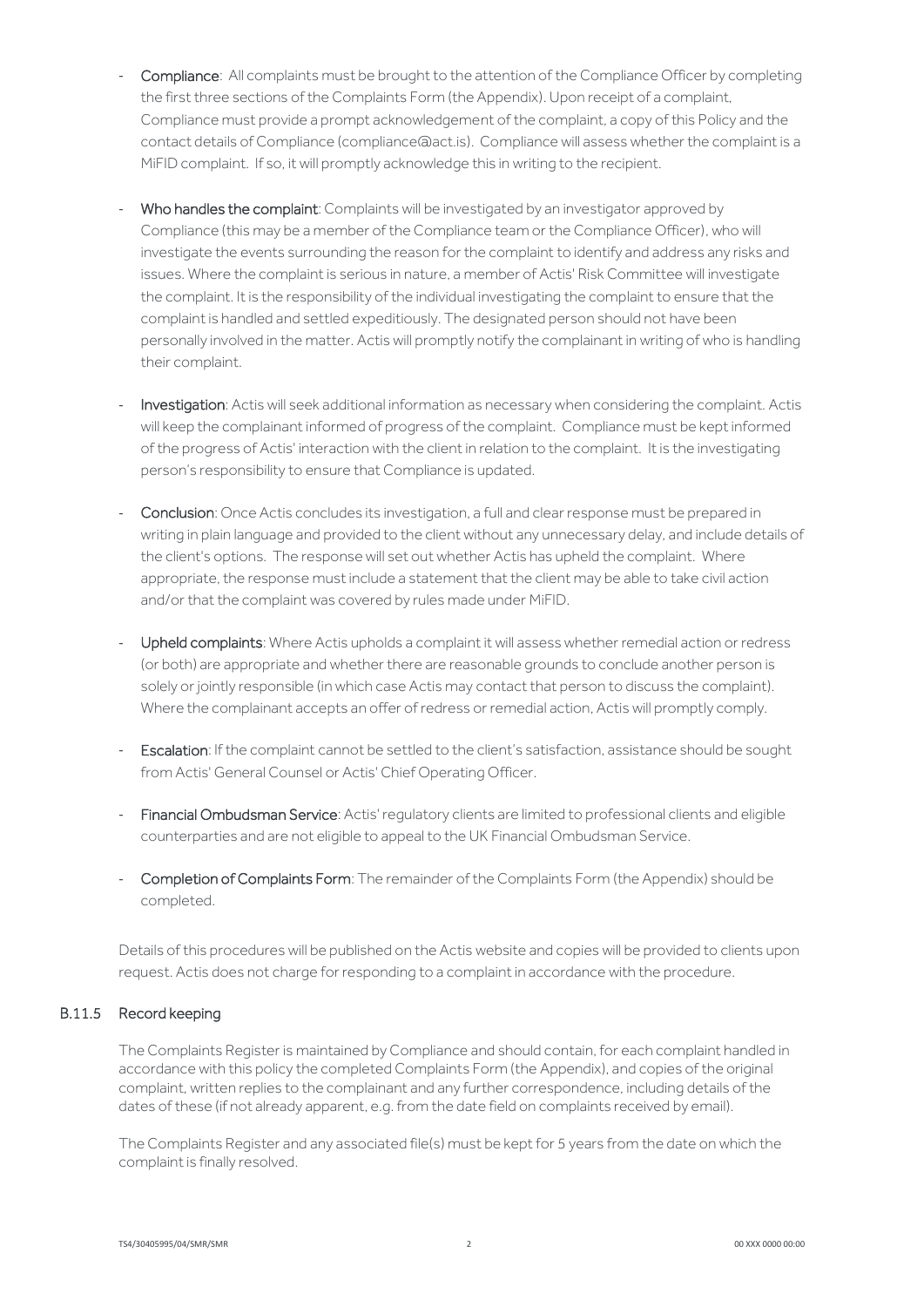- **Compliance**: All complaints must be brought to the attention of the Compliance Officer by completing the first three sections of the Complaints Form (the Appendix). Upon receipt of a complaint, Compliance must provide a prompt acknowledgement of the complaint, a copy of this Policy and the contact details of Compliance (compliance@act.is). Compliance will assess whether the complaint is a MiFID complaint. If so, it will promptly acknowledge this in writing to the recipient.

- **Who handles the complaint**: Complaints will be investigated by an investigator approved by Compliance (this may be a member of the Compliance team or the Compliance Officer), who will investigate the events surrounding the reason for the complaint to identify and address any risks and issues. Where the complaint is serious in nature, a member of Actis' Risk Committee will investigate the complaint. It is the responsibility of the individual investigating the complaint to ensure that the complaint is handled and settled expeditiously. The designated person should not have been personally involved in the matter. Actis will promptly notify the complainant in writing of who is handling their complaint.

- **Investigation**: Actis will seek additional information as necessary when considering the complaint. Actis will keep the complainant informed of progress of the complaint. Compliance must be kept informed of the progress of Actis' interaction with the client in relation to the complaint. It is the investigating person's responsibility to ensure that Compliance is updated.

- **Conclusion**: Once Actis concludes its investigation, a full and clear response must be prepared in writing in plain language and provided to the client without any unnecessary delay, and include details of the client's options. The response will set out whether Actis has upheld the complaint. Where appropriate, the response must include a statement that the client may be able to take civil action and/or that the complaint was covered by rules made under MiFID.

- **Upheld complaints**: Where Actis upholds a complaint it will assess whether remedial action or redress (or both) are appropriate and whether there are reasonable grounds to conclude another person is solely or jointly responsible (in which case Actis may contact that person to discuss the complaint). Where the complainant accepts an offer of redress or remedial action, Actis will promptly comply.

- **Escalation**: If the complaint cannot be settled to the client's satisfaction, assistance should be sought from Actis' General Counsel or Actis' Chief Operating Officer.

- **Financial Ombudsman Service**: Actis' regulatory clients are limited to professional clients and eligible counterparties and are not eligible to appeal to the UK Financial Ombudsman Service.

- **Completion of Complaints Form**: The remainder of the Complaints Form (the Appendix) should be completed.

Details of this procedures will be published on the Actis website and copies will be provided to clients upon request. Actis does not charge for responding to a complaint in accordance with the procedure.

### B.11.5 Record keeping

The Complaints Register is maintained by Compliance and should contain, for each complaint handled in accordance with this policy the completed Complaints Form (the Appendix), and copies of the original complaint, written replies to the complainant and any further correspondence, including details of the dates of these (if not already apparent, e.g. from the date field on complaints received by email).

The Complaints Register and any associated file(s) must be kept for 5 years from the date on which the complaint is finally resolved.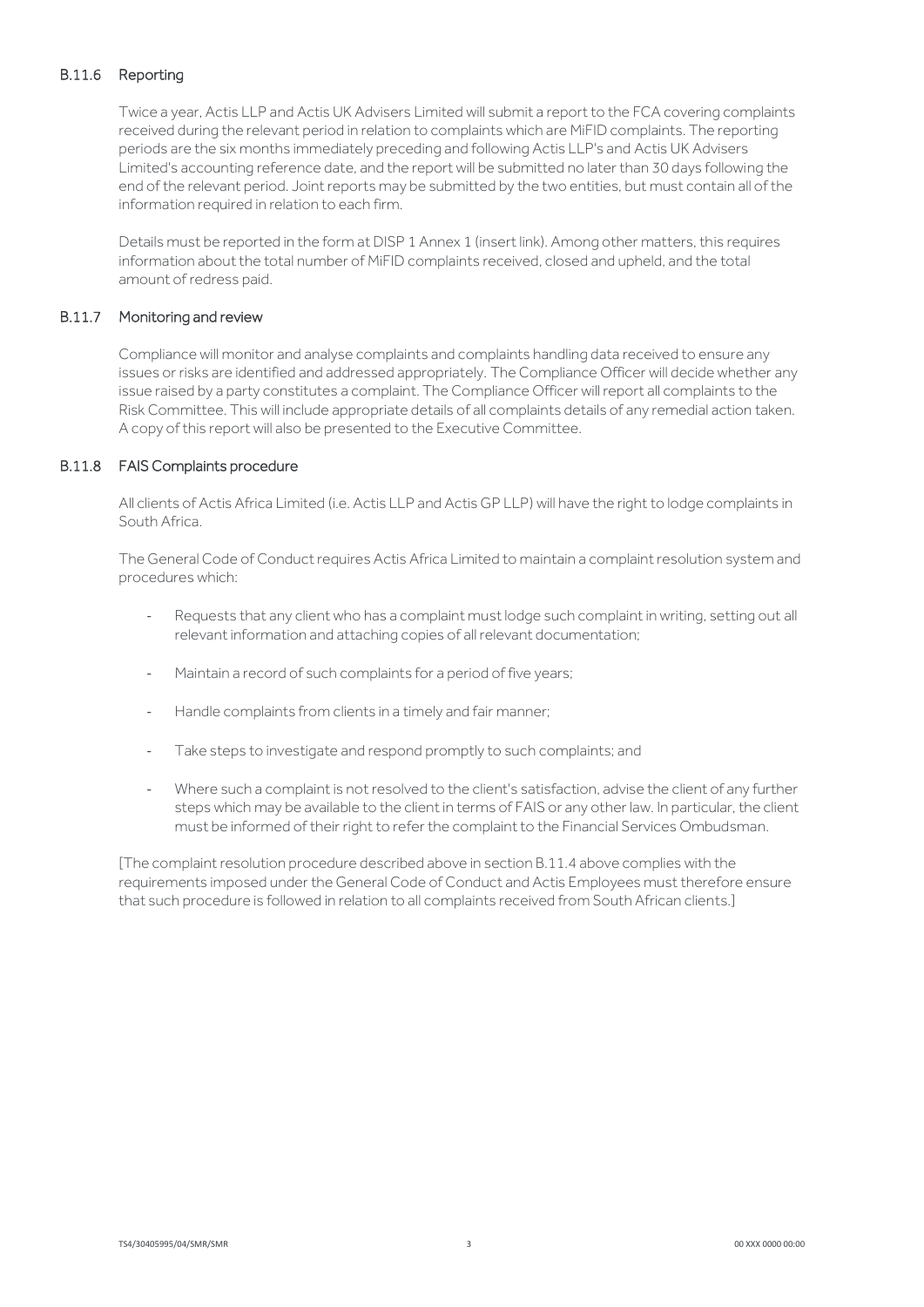### B.11.6 Reporting

Twice a year, Actis LLP and Actis UK Advisers Limited will submit a report to the FCA covering complaints received during the relevant period in relation to complaints which are MiFID complaints. The reporting periods are the six months immediately preceding and following Actis LLP's and Actis UK Advisers Limited's accounting reference date, and the report will be submitted no later than 30 days following the end of the relevant period. Joint reports may be submitted by the two entities, but must contain all of the information required in relation to each firm.

Details must be reported in the form at DISP 1 Annex 1 (insert link). Among other matters, this requires information about the total number of MiFID complaints received, closed and upheld, and the total amount of redress paid.

### B.11.7 Monitoring and review

Compliance will monitor and analyse complaints and complaints handling data received to ensure any issues or risks are identified and addressed appropriately. The Compliance Officer will decide whether any issue raised by a party constitutes a complaint. The Compliance Officer will report all complaints to the Risk Committee. This will include appropriate details of all complaints details of any remedial action taken. A copy of this report will also be presented to the Executive Committee.

### B.11.8 FAIS Complaints procedure

All clients of Actis Africa Limited (i.e. Actis LLP and Actis GP LLP) will have the right to lodge complaints in South Africa.

The General Code of Conduct requires Actis Africa Limited to maintain a complaint resolution system and procedures which:

- Requests that any client who has a complaint must lodge such complaint in writing, setting out all relevant information and attaching copies of all relevant documentation;
- Maintain a record of such complaints for a period of five years;
- Handle complaints from clients in a timely and fair manner;
- Take steps to investigate and respond promptly to such complaints; and
- Where such a complaint is not resolved to the client's satisfaction, advise the client of any further steps which may be available to the client in terms of FAIS or any other law. In particular, the client must be informed of their right to refer the complaint to the Financial Services Ombudsman.

[The complaint resolution procedure described above in section B.11.4 above complies with the requirements imposed under the General Code of Conduct and Actis Employees must therefore ensure that such procedure is followed in relation to all complaints received from South African clients.]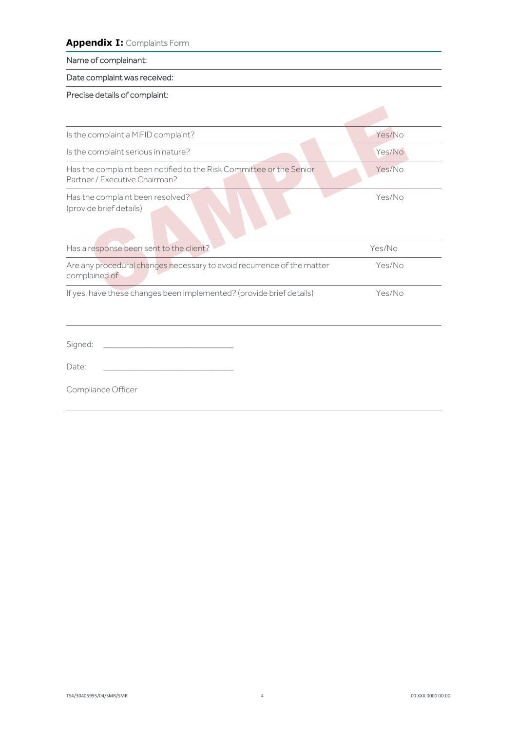## **Appendix I:** Complaints Form

Name of complainant:

Date complaint was received:

Precise details of complaint:

| | |
|---|---|
| Is the complaint a MiFID complaint? | Yes/No |
| Is the complaint serious in nature? | Yes/No |
| Has the complaint been notified to the Risk Committee or the Senior Partner / Executive Chairman? | Yes/No |
| Has the complaint been resolved? (provide brief details) | Yes/No |
| Has a response been sent to the client? | Yes/No |
| Are any procedural changes necessary to avoid recurrence of the matter complained of | Yes/No |
| If yes, have these changes been implemented? (provide brief details) | Yes/No |

Signed: ______________________________

Date: ______________________________

Compliance Officer